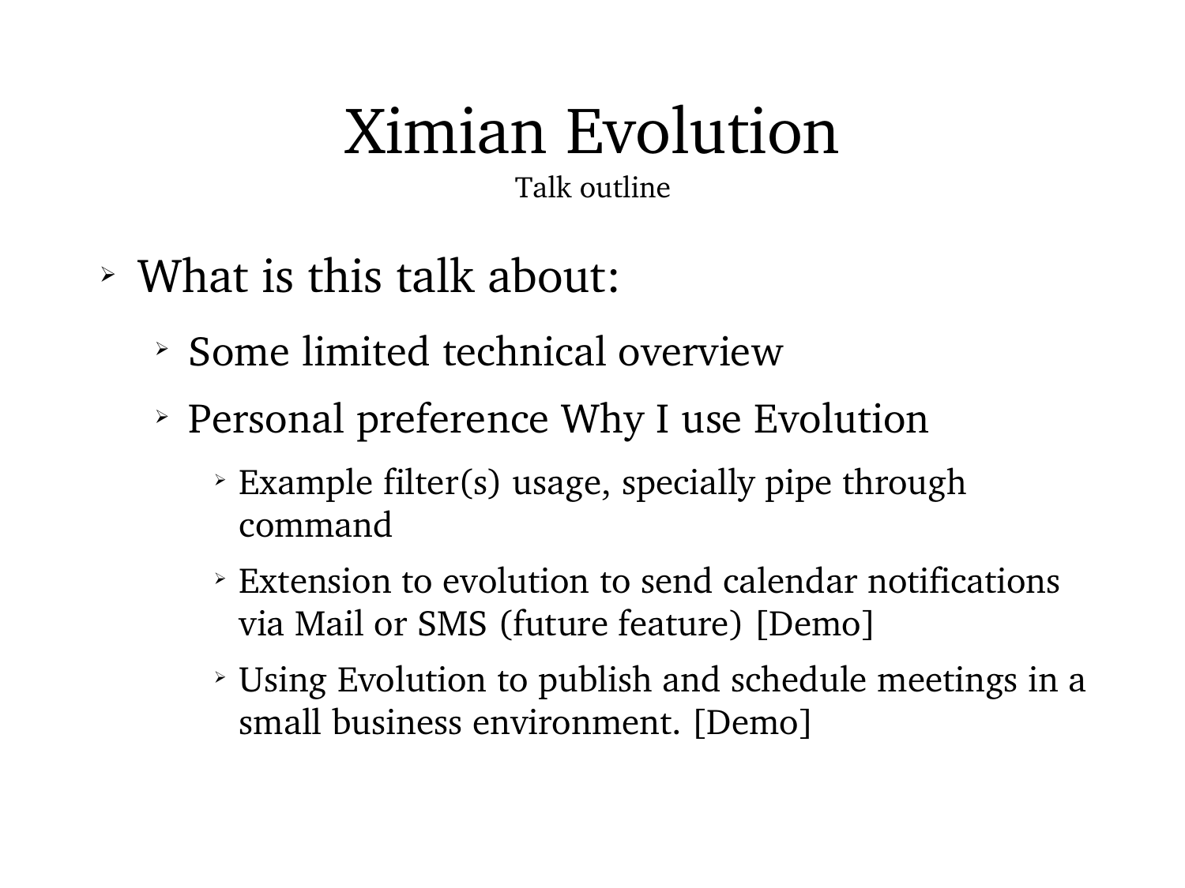# Ximian Evolution

Talk outline

- What is this talk about:
  - Some limited technical overview
  - Personal preference Why I use Evolution
    - Example filter(s) usage, specially pipe through command
    - Extension to evolution to send calendar notifications via Mail or SMS (future feature) [Demo]
    - Using Evolution to publish and schedule meetings in a small business environment. [Demo]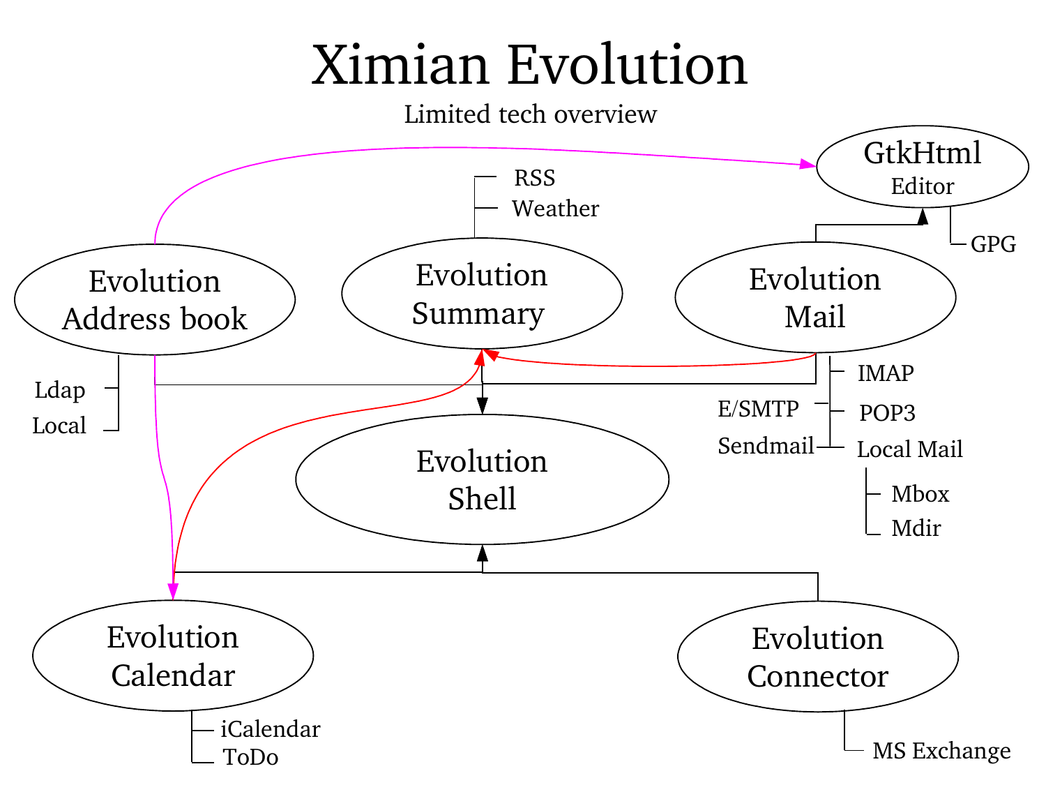# Ximian Evolution

Limited tech overview

- GtkHtml
  - Editor
  - GPG
- Evolution Summary
  - RSS
  - Weather
- Evolution Address book
  - Ldap
  - Local
- Evolution Mail
  - IMAP
  - POP3
  - Local Mail
    - Mbox
    - Mdir
  - E/SMTP
  - Sendmail
- Evolution Shell
- Evolution Calendar
  - iCalendar
  - ToDo
- Evolution Connector
  - MS Exchange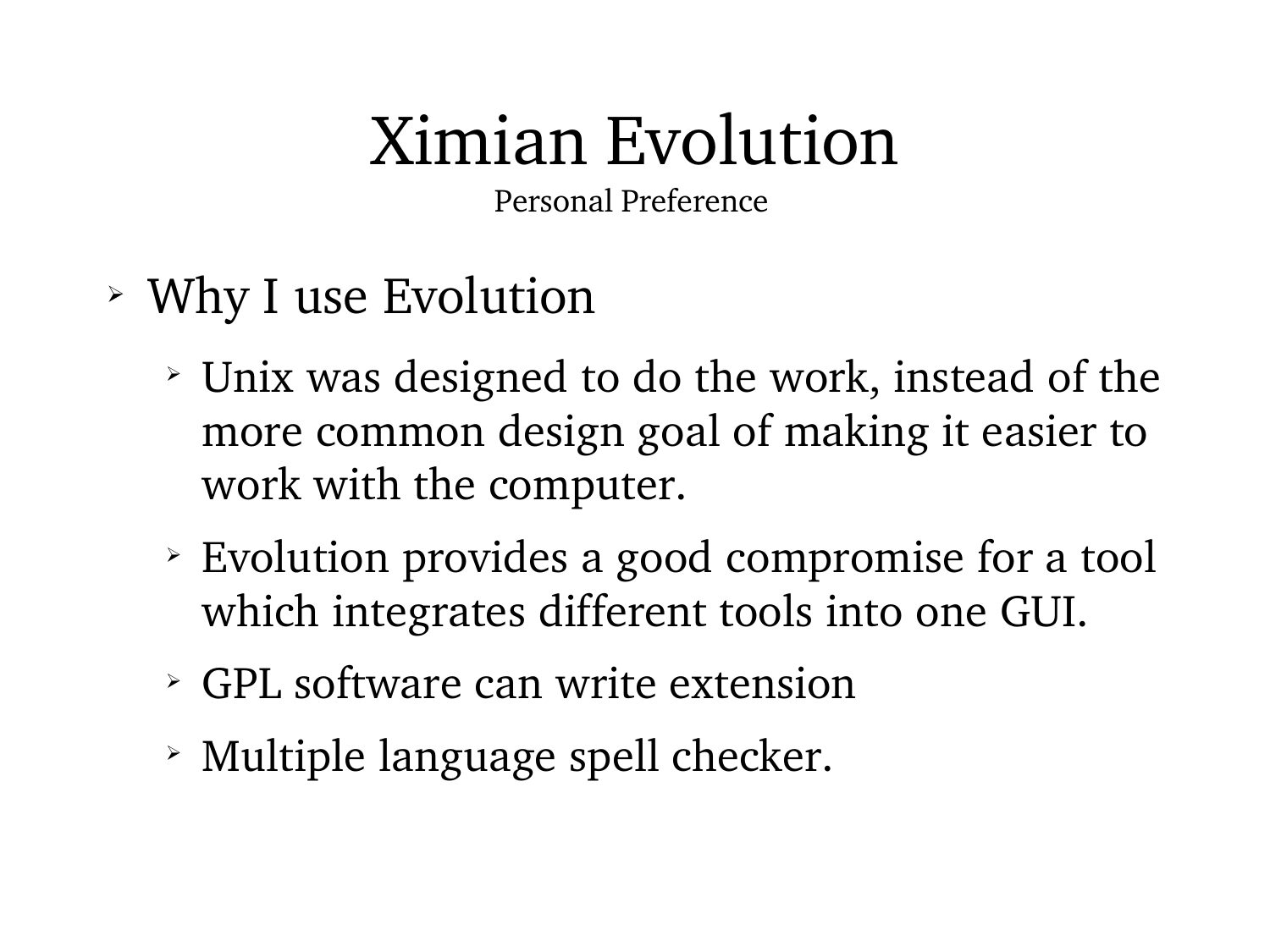# Ximian Evolution

Personal Preference

- Why I use Evolution
  - Unix was designed to do the work, instead of the more common design goal of making it easier to work with the computer.
  - Evolution provides a good compromise for a tool which integrates different tools into one GUI.
  - GPL software can write extension
  - Multiple language spell checker.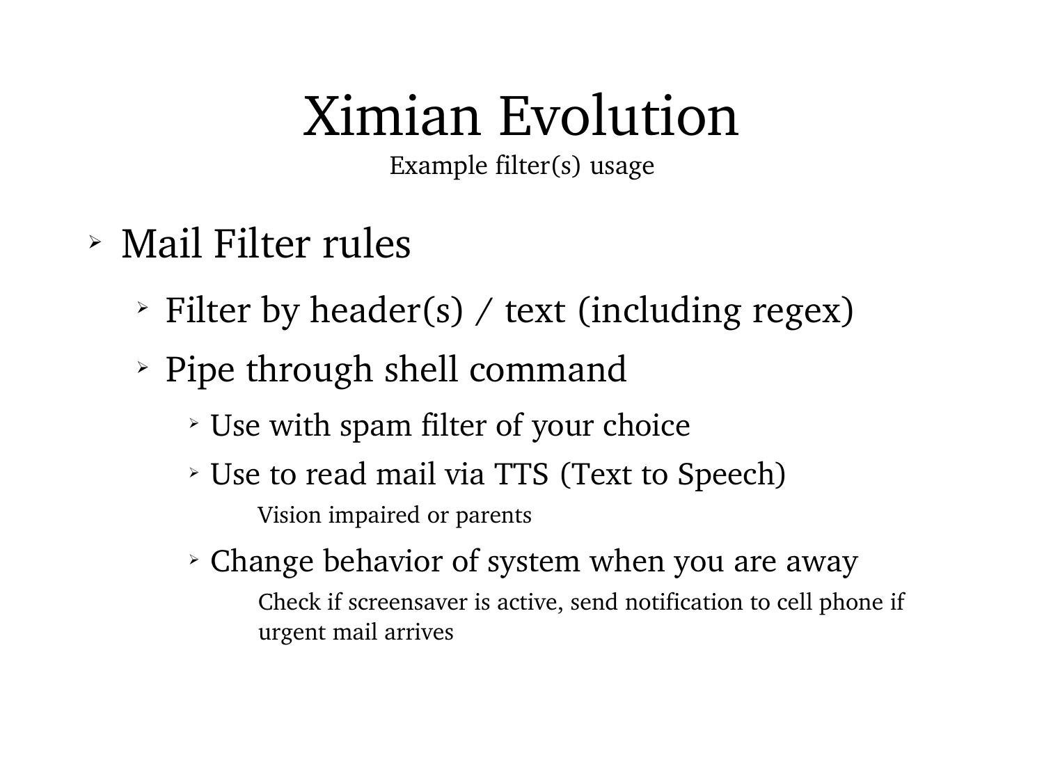# Ximian Evolution

Example filter(s) usage

- Mail Filter rules
  - Filter by header(s) / text (including regex)
  - Pipe through shell command
    - Use with spam filter of your choice
    - Use to read mail via TTS (Text to Speech)

      Vision impaired or parents
    - Change behavior of system when you are away

      Check if screensaver is active, send notification to cell phone if urgent mail arrives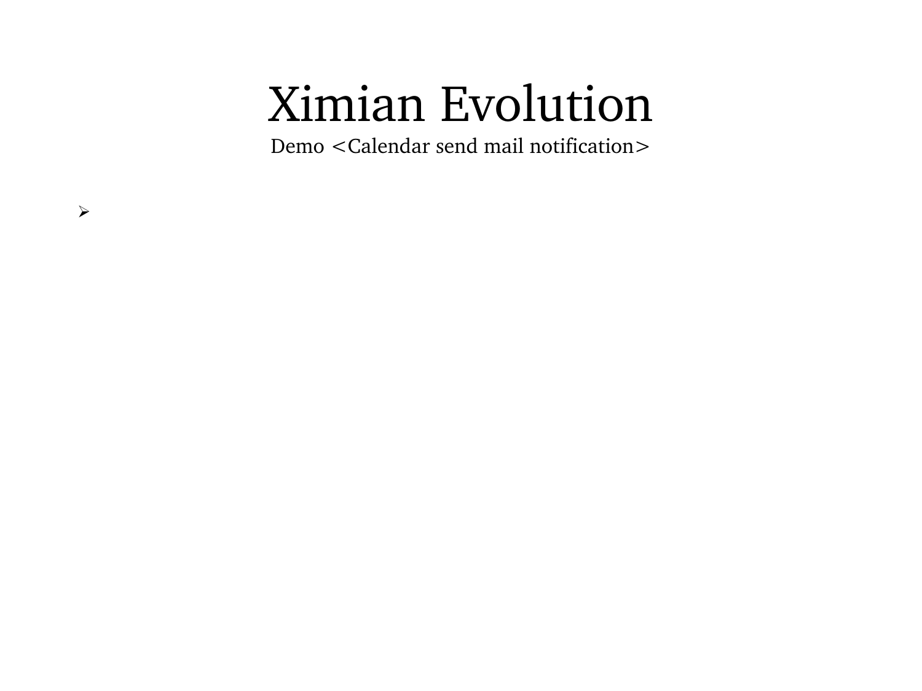# Ximian Evolution

Demo <Calendar send mail notification>

-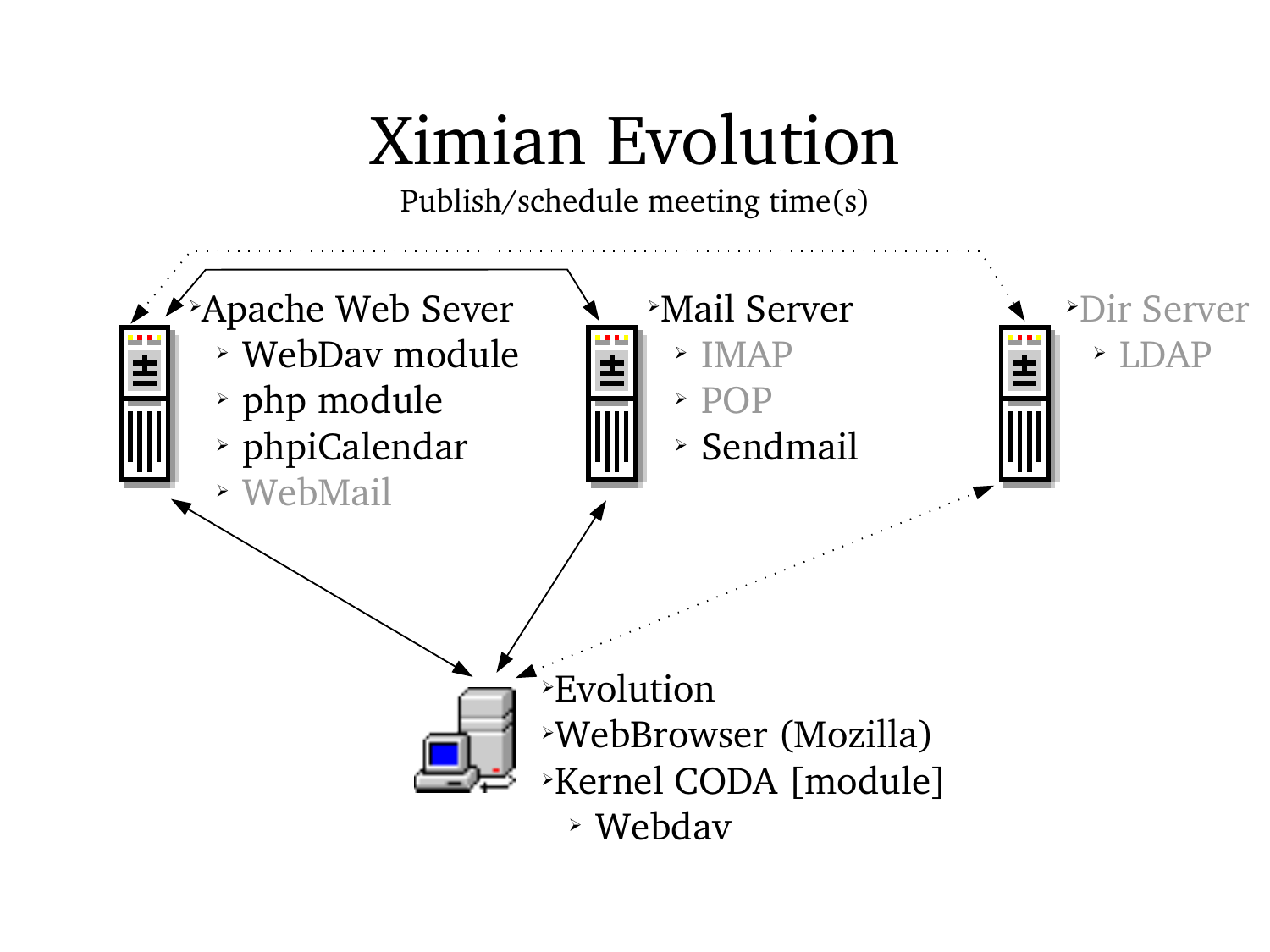# Ximian Evolution

Publish/schedule meeting time(s)

- Apache Web Sever
  - WebDav module
  - php module
  - phpiCalendar
  - WebMail
- Mail Server
  - IMAP
  - POP
  - Sendmail
- Dir Server
  - LDAP
- Evolution
- WebBrowser (Mozilla)
- Kernel CODA [module]
  - Webdav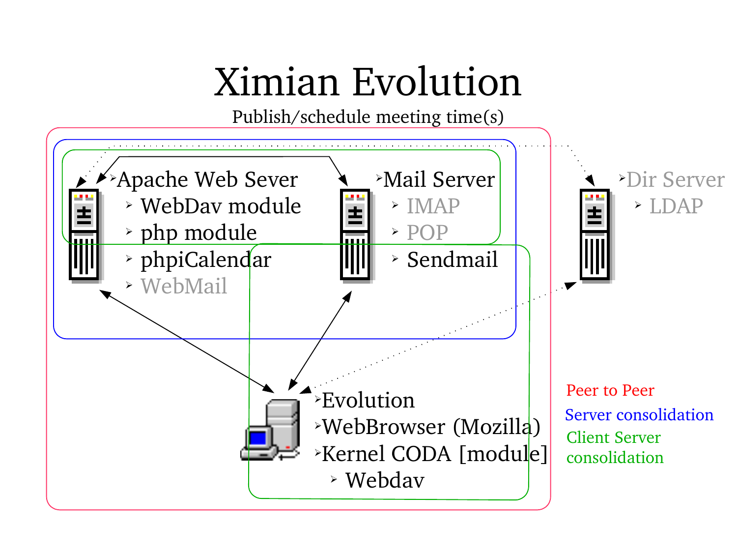# Ximian Evolution

Publish/schedule meeting time(s)

- Apache Web Sever
  - WebDav module
  - php module
  - phpiCalendar
  - WebMail
- Mail Server
  - IMAP
  - POP
  - Sendmail
- Dir Server
  - LDAP
- Evolution
- WebBrowser (Mozilla)
- Kernel CODA [module]
  - Webdav

Peer to Peer

Server consolidation

Client Server consolidation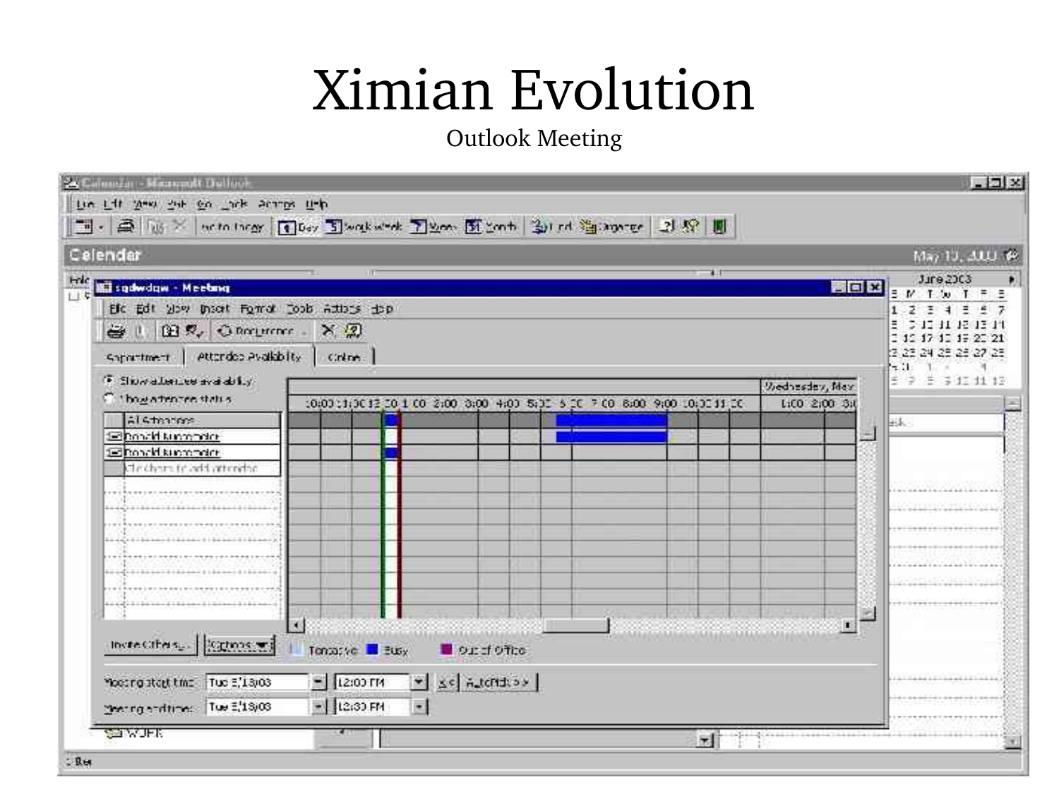# Ximian Evolution

Outlook Meeting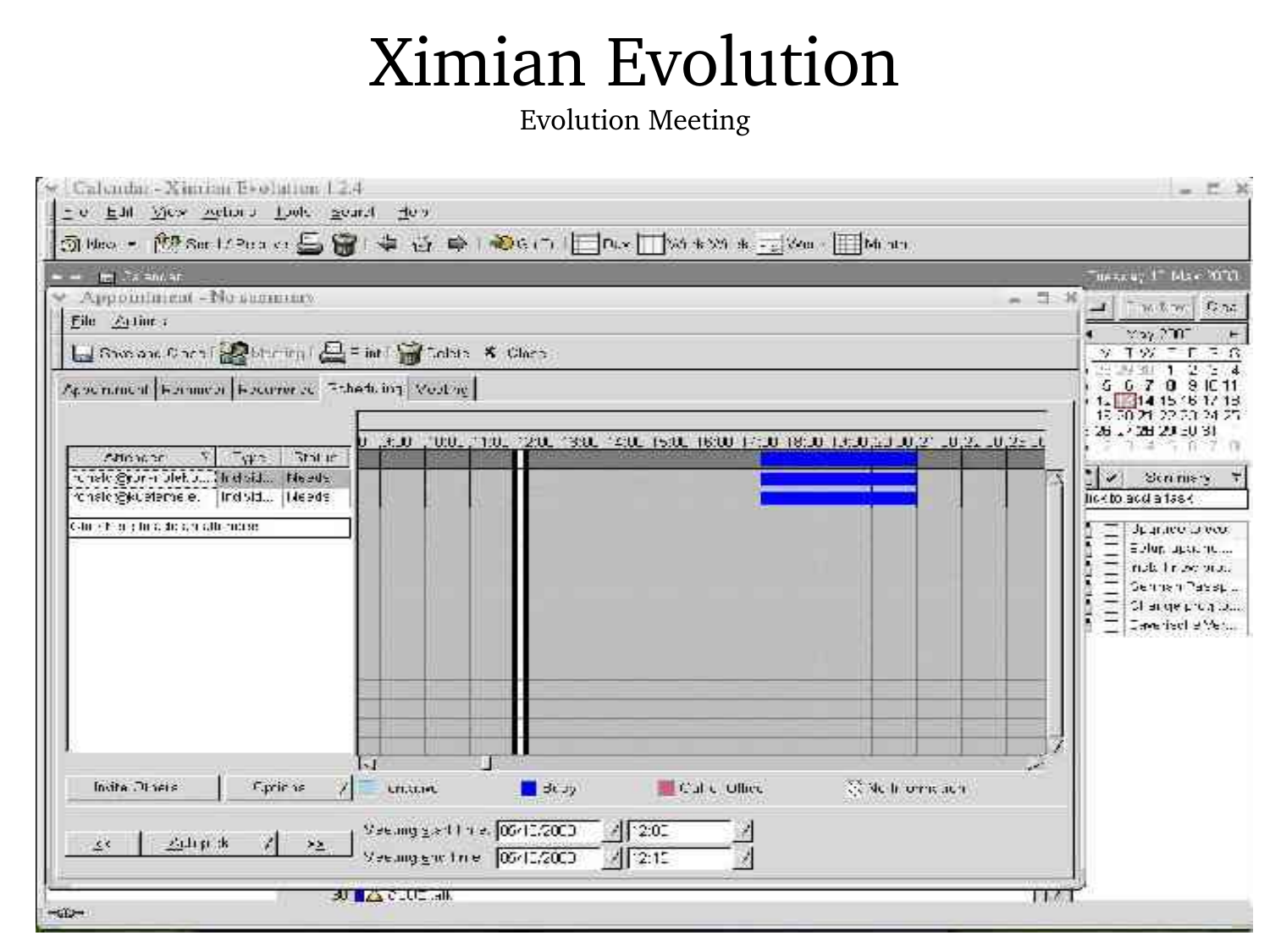# Ximian Evolution

Evolution Meeting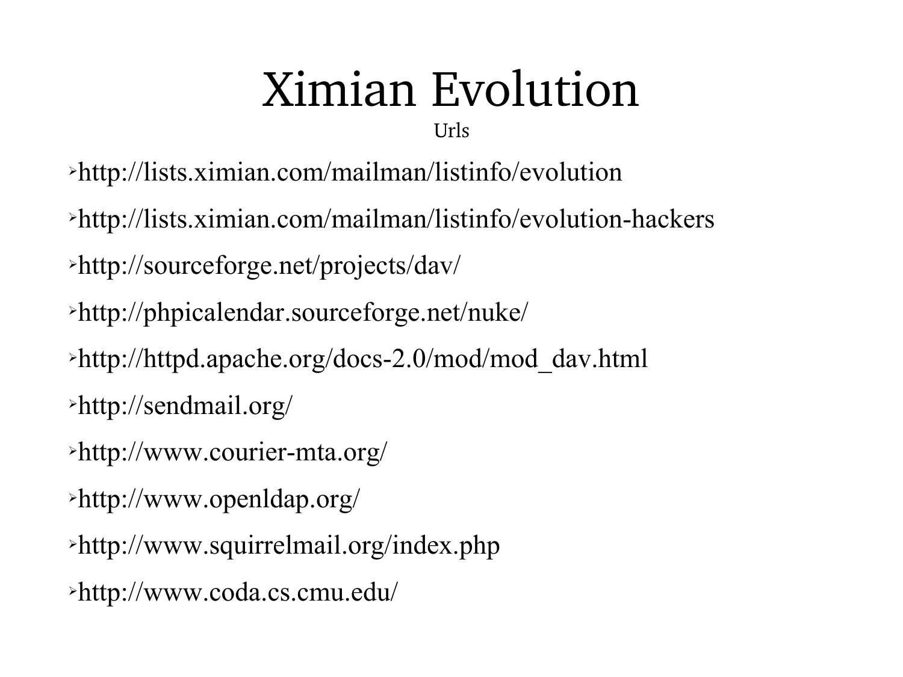# Ximian Evolution

Urls

- http://lists.ximian.com/mailman/listinfo/evolution
- http://lists.ximian.com/mailman/listinfo/evolution-hackers
- http://sourceforge.net/projects/dav/
- http://phpicalendar.sourceforge.net/nuke/
- http://httpd.apache.org/docs-2.0/mod/mod_dav.html
- http://sendmail.org/
- http://www.courier-mta.org/
- http://www.openldap.org/
- http://www.squirrelmail.org/index.php
- http://www.coda.cs.cmu.edu/